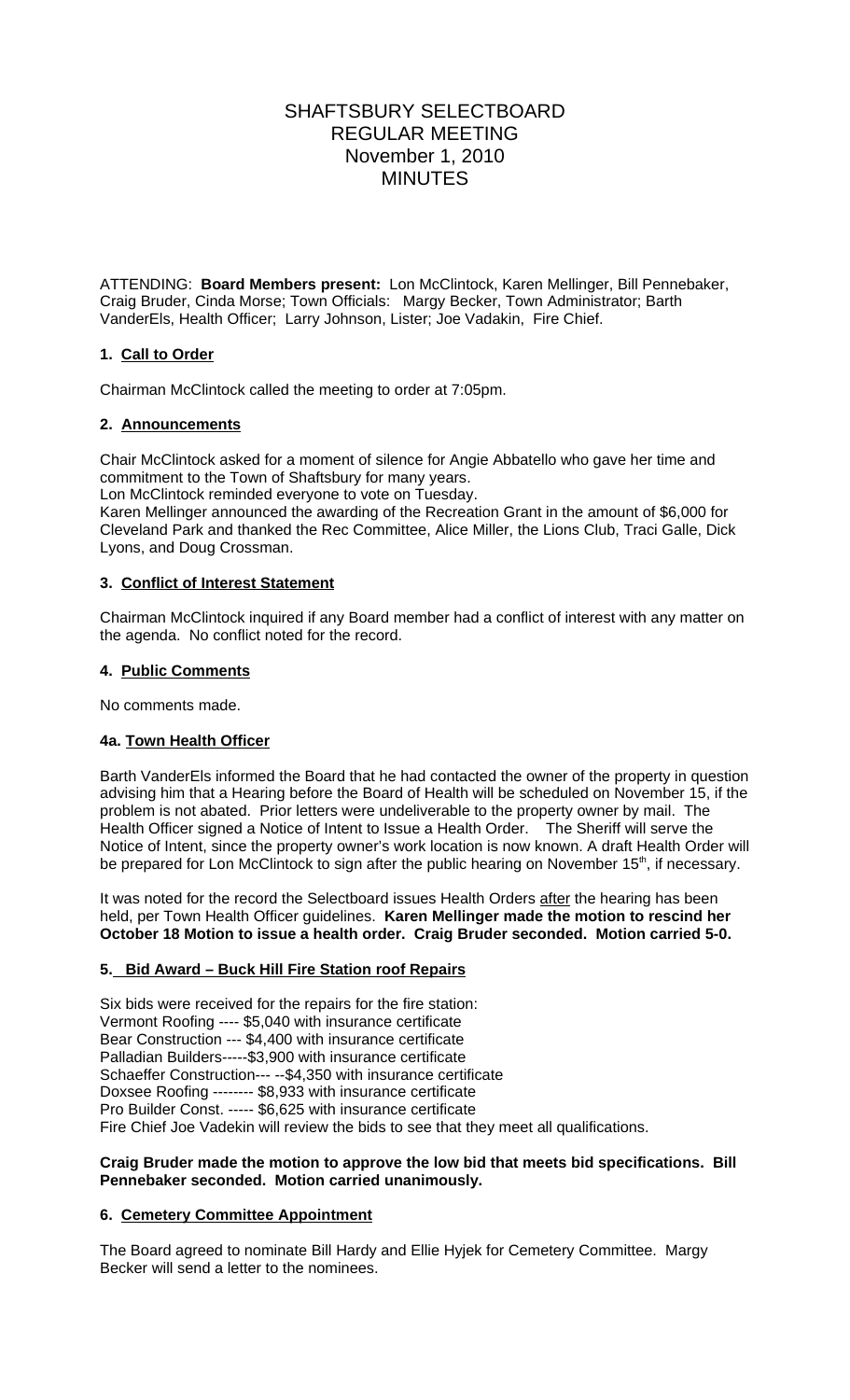# SHAFTSBURY SELECTBOARD
## REGULAR MEETING
## November 1, 2010
## MINUTES

ATTENDING: **Board Members present:** Lon McClintock, Karen Mellinger, Bill Pennebaker, Craig Bruder, Cinda Morse; Town Officials: Margy Becker, Town Administrator; Barth VanderEls, Health Officer; Larry Johnson, Lister; Joe Vadakin, Fire Chief.

### 1. Call to Order

Chairman McClintock called the meeting to order at 7:05pm.

### 2. Announcements

Chair McClintock asked for a moment of silence for Angie Abbatello who gave her time and commitment to the Town of Shaftsbury for many years.

Lon McClintock reminded everyone to vote on Tuesday.

Karen Mellinger announced the awarding of the Recreation Grant in the amount of $6,000 for Cleveland Park and thanked the Rec Committee, Alice Miller, the Lions Club, Traci Galle, Dick Lyons, and Doug Crossman.

### 3. Conflict of Interest Statement

Chairman McClintock inquired if any Board member had a conflict of interest with any matter on the agenda. No conflict noted for the record.

### 4. Public Comments

No comments made.

### 4a. Town Health Officer

Barth VanderEls informed the Board that he had contacted the owner of the property in question advising him that a Hearing before the Board of Health will be scheduled on November 15, if the problem is not abated. Prior letters were undeliverable to the property owner by mail. The Health Officer signed a Notice of Intent to Issue a Health Order. The Sheriff will serve the Notice of Intent, since the property owner's work location is now known. A draft Health Order will be prepared for Lon McClintock to sign after the public hearing on November 15th, if necessary.

It was noted for the record the Selectboard issues Health Orders after the hearing has been held, per Town Health Officer guidelines. **Karen Mellinger made the motion to rescind her October 18 Motion to issue a health order. Craig Bruder seconded. Motion carried 5-0.**

### 5. Bid Award – Buck Hill Fire Station roof Repairs

Six bids were received for the repairs for the fire station:

Vermont Roofing ---- $5,040 with insurance certificate
Bear Construction --- $4,400 with insurance certificate
Palladian Builders-----$3,900 with insurance certificate
Schaeffer Construction--- --$4,350 with insurance certificate
Doxsee Roofing -------- $8,933 with insurance certificate
Pro Builder Const. ----- $6,625 with insurance certificate

Fire Chief Joe Vadekin will review the bids to see that they meet all qualifications.

**Craig Bruder made the motion to approve the low bid that meets bid specifications. Bill Pennebaker seconded. Motion carried unanimously.**

### 6. Cemetery Committee Appointment

The Board agreed to nominate Bill Hardy and Ellie Hyjek for Cemetery Committee. Margy Becker will send a letter to the nominees.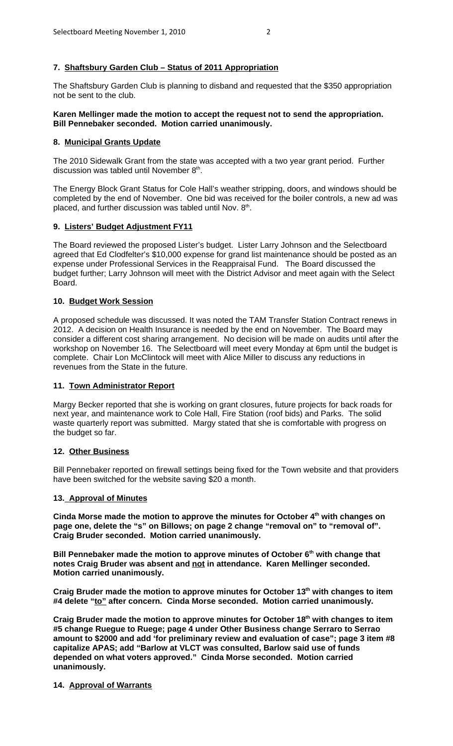### 7. Shaftsbury Garden Club – Status of 2011 Appropriation

The Shaftsbury Garden Club is planning to disband and requested that the $350 appropriation not be sent to the club.

**Karen Mellinger made the motion to accept the request not to send the appropriation. Bill Pennebaker seconded. Motion carried unanimously.**

### 8. Municipal Grants Update

The 2010 Sidewalk Grant from the state was accepted with a two year grant period. Further discussion was tabled until November 8th.

The Energy Block Grant Status for Cole Hall's weather stripping, doors, and windows should be completed by the end of November. One bid was received for the boiler controls, a new ad was placed, and further discussion was tabled until Nov. 8th.

### 9. Listers' Budget Adjustment FY11

The Board reviewed the proposed Lister's budget. Lister Larry Johnson and the Selectboard agreed that Ed Clodfelter's $10,000 expense for grand list maintenance should be posted as an expense under Professional Services in the Reappraisal Fund. The Board discussed the budget further; Larry Johnson will meet with the District Advisor and meet again with the Select Board.

### 10. Budget Work Session

A proposed schedule was discussed. It was noted the TAM Transfer Station Contract renews in 2012. A decision on Health Insurance is needed by the end on November. The Board may consider a different cost sharing arrangement. No decision will be made on audits until after the workshop on November 16. The Selectboard will meet every Monday at 6pm until the budget is complete. Chair Lon McClintock will meet with Alice Miller to discuss any reductions in revenues from the State in the future.

### 11. Town Administrator Report

Margy Becker reported that she is working on grant closures, future projects for back roads for next year, and maintenance work to Cole Hall, Fire Station (roof bids) and Parks. The solid waste quarterly report was submitted. Margy stated that she is comfortable with progress on the budget so far.

### 12. Other Business

Bill Pennebaker reported on firewall settings being fixed for the Town website and that providers have been switched for the website saving $20 a month.

### 13. Approval of Minutes

**Cinda Morse made the motion to approve the minutes for October 4th with changes on page one, delete the "s" on Billows; on page 2 change "removal on" to "removal of". Craig Bruder seconded. Motion carried unanimously.**

**Bill Pennebaker made the motion to approve minutes of October 6th with change that notes Craig Bruder was absent and <u>not</u> in attendance. Karen Mellinger seconded. Motion carried unanimously.**

**Craig Bruder made the motion to approve minutes for October 13th with changes to item #4 delete "<u>to"</u> after concern. Cinda Morse seconded. Motion carried unanimously.**

**Craig Bruder made the motion to approve minutes for October 18th with changes to item #5 change Ruegue to Ruege; page 4 under Other Business change Serraro to Serrao amount to $2000 and add 'for preliminary review and evaluation of case"; page 3 item #8 capitalize APAS; add "Barlow at VLCT was consulted, Barlow said use of funds depended on what voters approved." Cinda Morse seconded. Motion carried unanimously.**

### 14. Approval of Warrants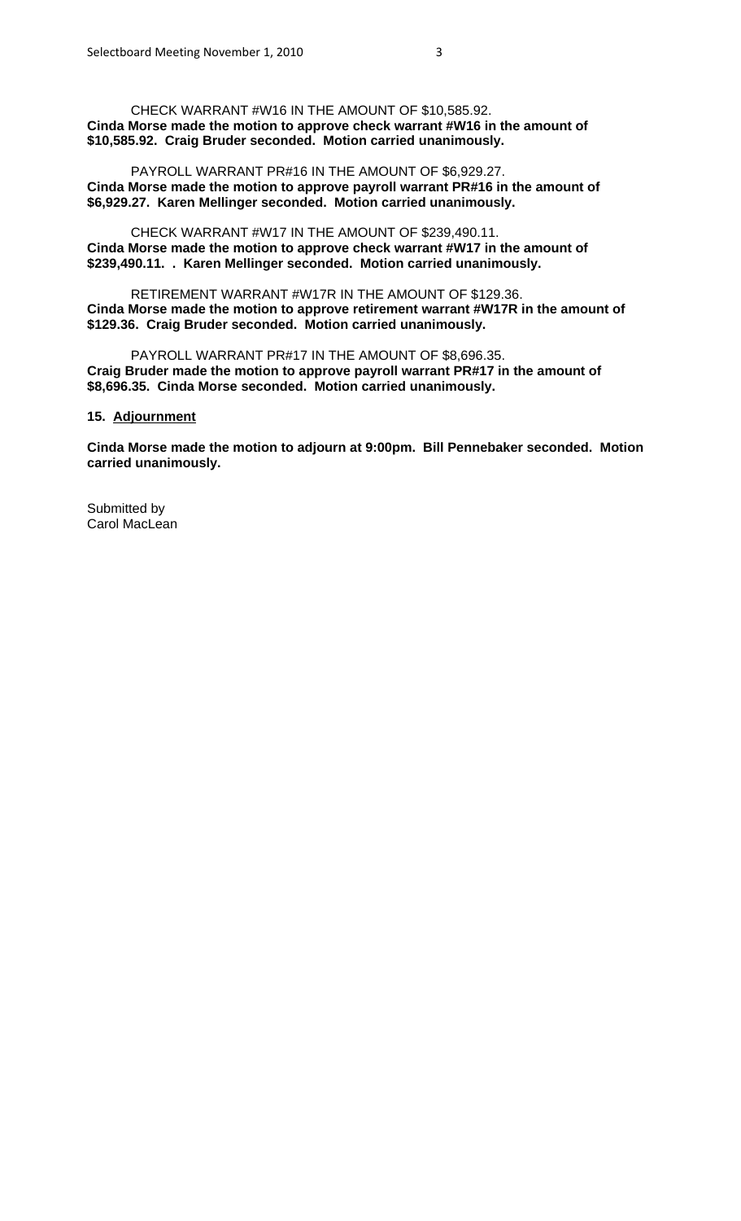CHECK WARRANT #W16 IN THE AMOUNT OF $10,585.92.
**Cinda Morse made the motion to approve check warrant #W16 in the amount of $10,585.92. Craig Bruder seconded. Motion carried unanimously.**

PAYROLL WARRANT PR#16 IN THE AMOUNT OF $6,929.27.
**Cinda Morse made the motion to approve payroll warrant PR#16 in the amount of $6,929.27. Karen Mellinger seconded. Motion carried unanimously.**

CHECK WARRANT #W17 IN THE AMOUNT OF $239,490.11.
**Cinda Morse made the motion to approve check warrant #W17 in the amount of $239,490.11. . Karen Mellinger seconded. Motion carried unanimously.**

RETIREMENT WARRANT #W17R IN THE AMOUNT OF $129.36.
**Cinda Morse made the motion to approve retirement warrant #W17R in the amount of $129.36. Craig Bruder seconded. Motion carried unanimously.**

PAYROLL WARRANT PR#17 IN THE AMOUNT OF $8,696.35.
**Craig Bruder made the motion to approve payroll warrant PR#17 in the amount of $8,696.35. Cinda Morse seconded. Motion carried unanimously.**

**15. Adjournment**

**Cinda Morse made the motion to adjourn at 9:00pm. Bill Pennebaker seconded. Motion carried unanimously.**

Submitted by
Carol MacLean